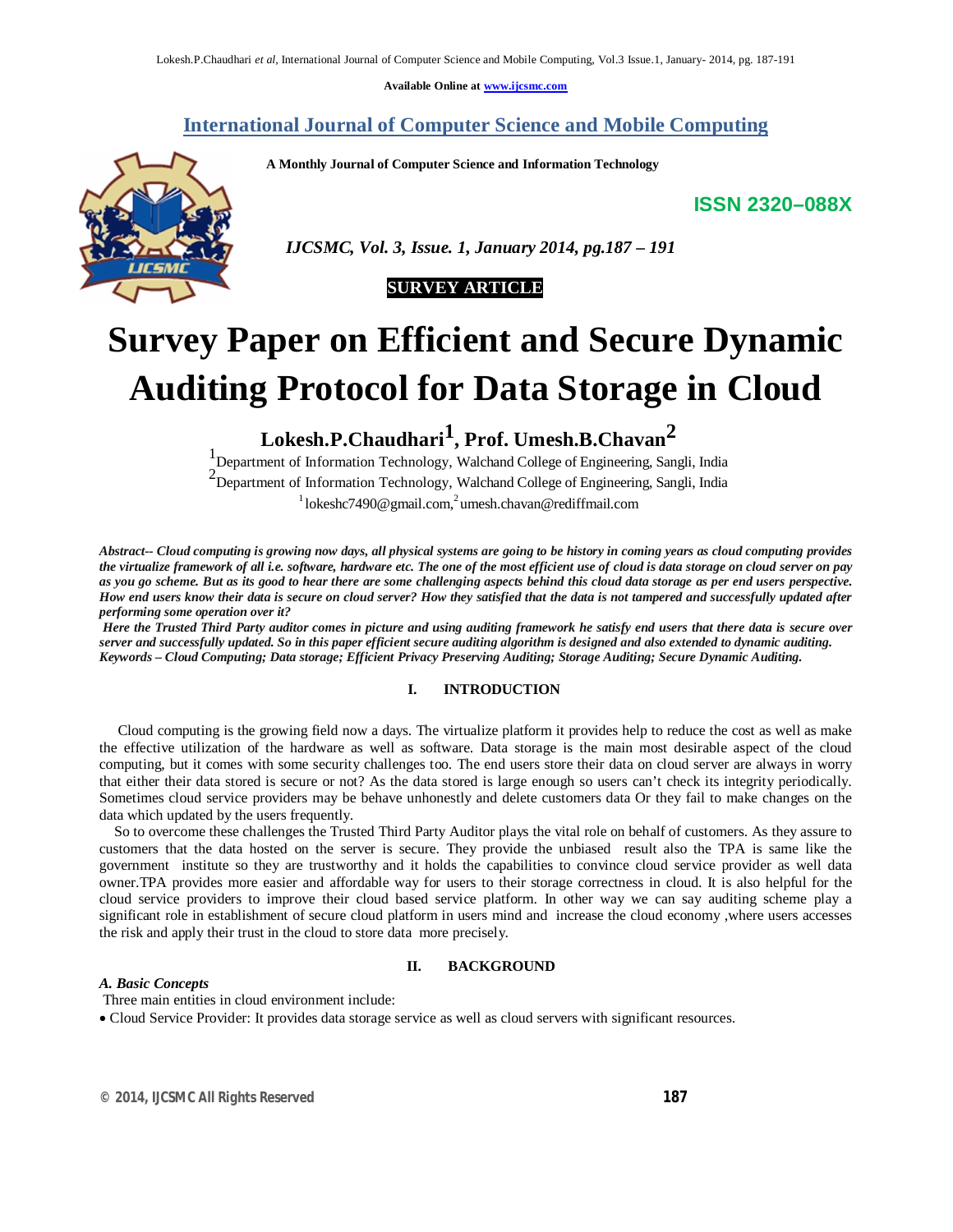Available Online at www.ijcsmc.com

# International Journal of Computer Science and Mobile Computing

**A Monthly Journal of Computer Science and Information Technology**

**ISSN 2320–088X**

*IJCSMC, Vol. 3, Issue. 1, January 2014, pg.187 – 191*

**SURVEY ARTICLE**

# Survey Paper on Efficient and Secure Dynamic Auditing Protocol for Data Storage in Cloud

**Lokesh.P.Chaudhari[1], Prof. Umesh.B.Chavan[2]**

[1]Department of Information Technology, Walchand College of Engineering, Sangli, India
[2]Department of Information Technology, Walchand College of Engineering, Sangli, India
[1]lokeshc7490@gmail.com,[2]umesh.chavan@rediffmail.com

***Abstract-- Cloud computing is growing now days, all physical systems are going to be history in coming years as cloud computing provides the virtualize framework of all i.e. software, hardware etc. The one of the most efficient use of cloud is data storage on cloud server on pay as you go scheme. But as its good to hear there are some challenging aspects behind this cloud data storage as per end users perspective. How end users know their data is secure on cloud server? How they satisfied that the data is not tampered and successfully updated after performing some operation over it?***

***Here the Trusted Third Party auditor comes in picture and using auditing framework he satisfy end users that there data is secure over server and successfully updated. So in this paper efficient secure auditing algorithm is designed and also extended to dynamic auditing.***

***Keywords – Cloud Computing; Data storage; Efficient Privacy Preserving Auditing; Storage Auditing; Secure Dynamic Auditing.***

## I. INTRODUCTION

Cloud computing is the growing field now a days. The virtualize platform it provides help to reduce the cost as well as make the effective utilization of the hardware as well as software. Data storage is the main most desirable aspect of the cloud computing, but it comes with some security challenges too. The end users store their data on cloud server are always in worry that either their data stored is secure or not? As the data stored is large enough so users can't check its integrity periodically. Sometimes cloud service providers may be behave unhonestly and delete customers data Or they fail to make changes on the data which updated by the users frequently.

So to overcome these challenges the Trusted Third Party Auditor plays the vital role on behalf of customers. As they assure to customers that the data hosted on the server is secure. They provide the unbiased result also the TPA is same like the government institute so they are trustworthy and it holds the capabilities to convince cloud service provider as well data owner.TPA provides more easier and affordable way for users to their storage correctness in cloud. It is also helpful for the cloud service providers to improve their cloud based service platform. In other way we can say auditing scheme play a significant role in establishment of secure cloud platform in users mind and increase the cloud economy ,where users accesses the risk and apply their trust in the cloud to store data more precisely.

## II. BACKGROUND

### *A. Basic Concepts*

Three main entities in cloud environment include:

- Cloud Service Provider: It provides data storage service as well as cloud servers with significant resources.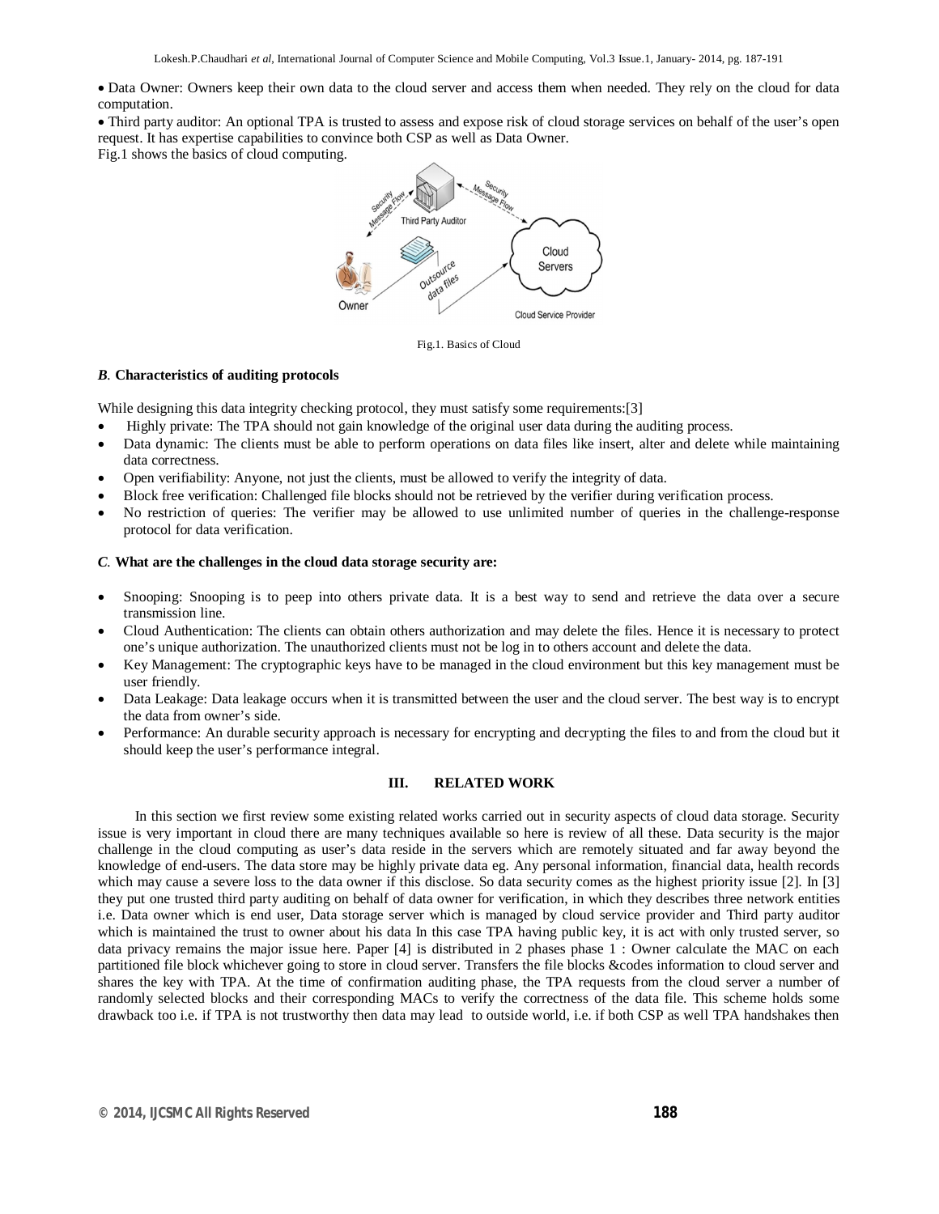- Data Owner: Owners keep their own data to the cloud server and access them when needed. They rely on the cloud for data computation.
- Third party auditor: An optional TPA is trusted to assess and expose risk of cloud storage services on behalf of the user's open request. It has expertise capabilities to convince both CSP as well as Data Owner.

Fig.1 shows the basics of cloud computing.

Fig.1. Basics of Cloud

### *B.* Characteristics of auditing protocols

While designing this data integrity checking protocol, they must satisfy some requirements:[3]

- Highly private: The TPA should not gain knowledge of the original user data during the auditing process.
- Data dynamic: The clients must be able to perform operations on data files like insert, alter and delete while maintaining data correctness.
- Open verifiability: Anyone, not just the clients, must be allowed to verify the integrity of data.
- Block free verification: Challenged file blocks should not be retrieved by the verifier during verification process.
- No restriction of queries: The verifier may be allowed to use unlimited number of queries in the challenge-response protocol for data verification.

### *C.* What are the challenges in the cloud data storage security are:

- Snooping: Snooping is to peep into others private data. It is a best way to send and retrieve the data over a secure transmission line.
- Cloud Authentication: The clients can obtain others authorization and may delete the files. Hence it is necessary to protect one's unique authorization. The unauthorized clients must not be log in to others account and delete the data.
- Key Management: The cryptographic keys have to be managed in the cloud environment but this key management must be user friendly.
- Data Leakage: Data leakage occurs when it is transmitted between the user and the cloud server. The best way is to encrypt the data from owner's side.
- Performance: An durable security approach is necessary for encrypting and decrypting the files to and from the cloud but it should keep the user's performance integral.

## III. RELATED WORK

In this section we first review some existing related works carried out in security aspects of cloud data storage. Security issue is very important in cloud there are many techniques available so here is review of all these. Data security is the major challenge in the cloud computing as user's data reside in the servers which are remotely situated and far away beyond the knowledge of end-users. The data store may be highly private data eg. Any personal information, financial data, health records which may cause a severe loss to the data owner if this disclose. So data security comes as the highest priority issue [2]. In [3] they put one trusted third party auditing on behalf of data owner for verification, in which they describes three network entities i.e. Data owner which is end user, Data storage server which is managed by cloud service provider and Third party auditor which is maintained the trust to owner about his data In this case TPA having public key, it is act with only trusted server, so data privacy remains the major issue here. Paper [4] is distributed in 2 phases phase 1 : Owner calculate the MAC on each partitioned file block whichever going to store in cloud server. Transfers the file blocks &codes information to cloud server and shares the key with TPA. At the time of confirmation auditing phase, the TPA requests from the cloud server a number of randomly selected blocks and their corresponding MACs to verify the correctness of the data file. This scheme holds some drawback too i.e. if TPA is not trustworthy then data may lead to outside world, i.e. if both CSP as well TPA handshakes then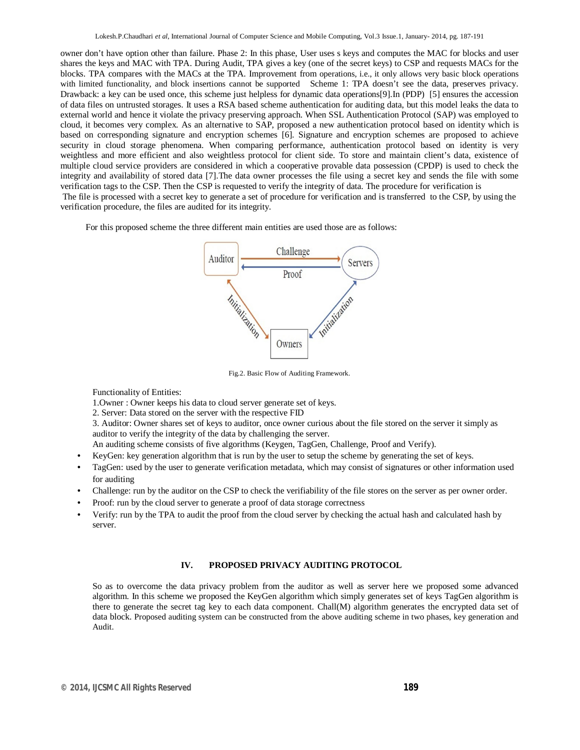owner don't have option other than failure. Phase 2: In this phase, User uses s keys and computes the MAC for blocks and user shares the keys and MAC with TPA. During Audit, TPA gives a key (one of the secret keys) to CSP and requests MACs for the blocks. TPA compares with the MACs at the TPA. Improvement from operations, i.e., it only allows very basic block operations with limited functionality, and block insertions cannot be supported Scheme 1: TPA doesn't see the data, preserves privacy. Drawback: a key can be used once, this scheme just helpless for dynamic data operations[9].In (PDP) [5] ensures the accession of data files on untrusted storages. It uses a RSA based scheme authentication for auditing data, but this model leaks the data to external world and hence it violate the privacy preserving approach. When SSL Authentication Protocol (SAP) was employed to cloud, it becomes very complex. As an alternative to SAP, proposed a new authentication protocol based on identity which is based on corresponding signature and encryption schemes [6]. Signature and encryption schemes are proposed to achieve security in cloud storage phenomena. When comparing performance, authentication protocol based on identity is very weightless and more efficient and also weightless protocol for client side. To store and maintain client's data, existence of multiple cloud service providers are considered in which a cooperative provable data possession (CPDP) is used to check the integrity and availability of stored data [7].The data owner processes the file using a secret key and sends the file with some verification tags to the CSP. Then the CSP is requested to verify the integrity of data. The procedure for verification is

The file is processed with a secret key to generate a set of procedure for verification and is transferred to the CSP, by using the verification procedure, the files are audited for its integrity.

For this proposed scheme the three different main entities are used those are as follows:

Fig.2. Basic Flow of Auditing Framework.

Functionality of Entities:

1.Owner : Owner keeps his data to cloud server generate set of keys.

2. Server: Data stored on the server with the respective FID

3. Auditor: Owner shares set of keys to auditor, once owner curious about the file stored on the server it simply as auditor to verify the integrity of the data by challenging the server.

An auditing scheme consists of five algorithms (Keygen, TagGen, Challenge, Proof and Verify).

- KeyGen: key generation algorithm that is run by the user to setup the scheme by generating the set of keys.
- TagGen: used by the user to generate verification metadata, which may consist of signatures or other information used for auditing
- Challenge: run by the auditor on the CSP to check the verifiability of the file stores on the server as per owner order.
- Proof: run by the cloud server to generate a proof of data storage correctness
- Verify: run by the TPA to audit the proof from the cloud server by checking the actual hash and calculated hash by server.

## IV. PROPOSED PRIVACY AUDITING PROTOCOL

So as to overcome the data privacy problem from the auditor as well as server here we proposed some advanced algorithm. In this scheme we proposed the KeyGen algorithm which simply generates set of keys TagGen algorithm is there to generate the secret tag key to each data component. Chall(M) algorithm generates the encrypted data set of data block. Proposed auditing system can be constructed from the above auditing scheme in two phases, key generation and Audit.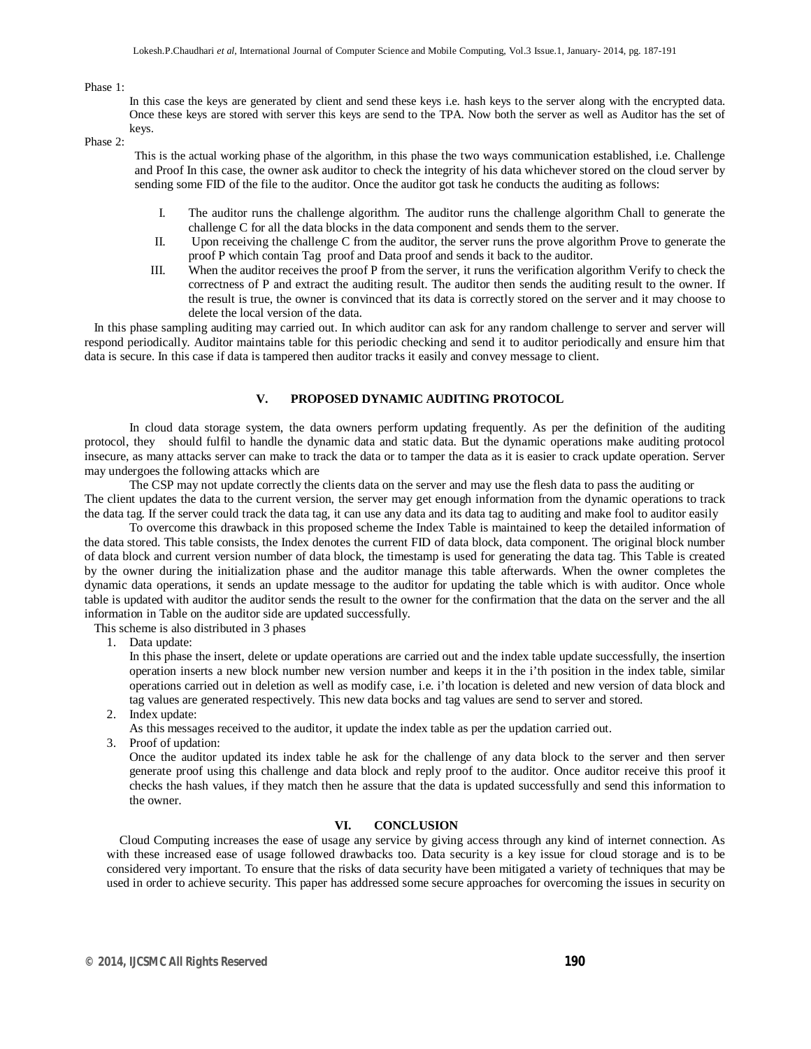Phase 1:

In this case the keys are generated by client and send these keys i.e. hash keys to the server along with the encrypted data. Once these keys are stored with server this keys are send to the TPA. Now both the server as well as Auditor has the set of keys.

Phase 2:

This is the actual working phase of the algorithm, in this phase the two ways communication established, i.e. Challenge and Proof In this case, the owner ask auditor to check the integrity of his data whichever stored on the cloud server by sending some FID of the file to the auditor. Once the auditor got task he conducts the auditing as follows:

I. The auditor runs the challenge algorithm. The auditor runs the challenge algorithm Chall to generate the challenge C for all the data blocks in the data component and sends them to the server.
II. Upon receiving the challenge C from the auditor, the server runs the prove algorithm Prove to generate the proof P which contain Tag proof and Data proof and sends it back to the auditor.
III. When the auditor receives the proof P from the server, it runs the verification algorithm Verify to check the correctness of P and extract the auditing result. The auditor then sends the auditing result to the owner. If the result is true, the owner is convinced that its data is correctly stored on the server and it may choose to delete the local version of the data.

In this phase sampling auditing may carried out. In which auditor can ask for any random challenge to server and server will respond periodically. Auditor maintains table for this periodic checking and send it to auditor periodically and ensure him that data is secure. In this case if data is tampered then auditor tracks it easily and convey message to client.

## V. PROPOSED DYNAMIC AUDITING PROTOCOL

In cloud data storage system, the data owners perform updating frequently. As per the definition of the auditing protocol, they should fulfil to handle the dynamic data and static data. But the dynamic operations make auditing protocol insecure, as many attacks server can make to track the data or to tamper the data as it is easier to crack update operation. Server may undergoes the following attacks which are

The CSP may not update correctly the clients data on the server and may use the flesh data to pass the auditing or The client updates the data to the current version, the server may get enough information from the dynamic operations to track the data tag. If the server could track the data tag, it can use any data and its data tag to auditing and make fool to auditor easily

To overcome this drawback in this proposed scheme the Index Table is maintained to keep the detailed information of the data stored. This table consists, the Index denotes the current FID of data block, data component. The original block number of data block and current version number of data block, the timestamp is used for generating the data tag. This Table is created by the owner during the initialization phase and the auditor manage this table afterwards. When the owner completes the dynamic data operations, it sends an update message to the auditor for updating the table which is with auditor. Once whole table is updated with auditor the auditor sends the result to the owner for the confirmation that the data on the server and the all information in Table on the auditor side are updated successfully.

This scheme is also distributed in 3 phases

1. Data update:
   In this phase the insert, delete or update operations are carried out and the index table update successfully, the insertion operation inserts a new block number new version number and keeps it in the i'th position in the index table, similar operations carried out in deletion as well as modify case, i.e. i'th location is deleted and new version of data block and tag values are generated respectively. This new data bocks and tag values are send to server and stored.
2. Index update:
   As this messages received to the auditor, it update the index table as per the updation carried out.
3. Proof of updation:
   Once the auditor updated its index table he ask for the challenge of any data block to the server and then server generate proof using this challenge and data block and reply proof to the auditor. Once auditor receive this proof it checks the hash values, if they match then he assure that the data is updated successfully and send this information to the owner.

## VI. CONCLUSION

Cloud Computing increases the ease of usage any service by giving access through any kind of internet connection. As with these increased ease of usage followed drawbacks too. Data security is a key issue for cloud storage and is to be considered very important. To ensure that the risks of data security have been mitigated a variety of techniques that may be used in order to achieve security. This paper has addressed some secure approaches for overcoming the issues in security on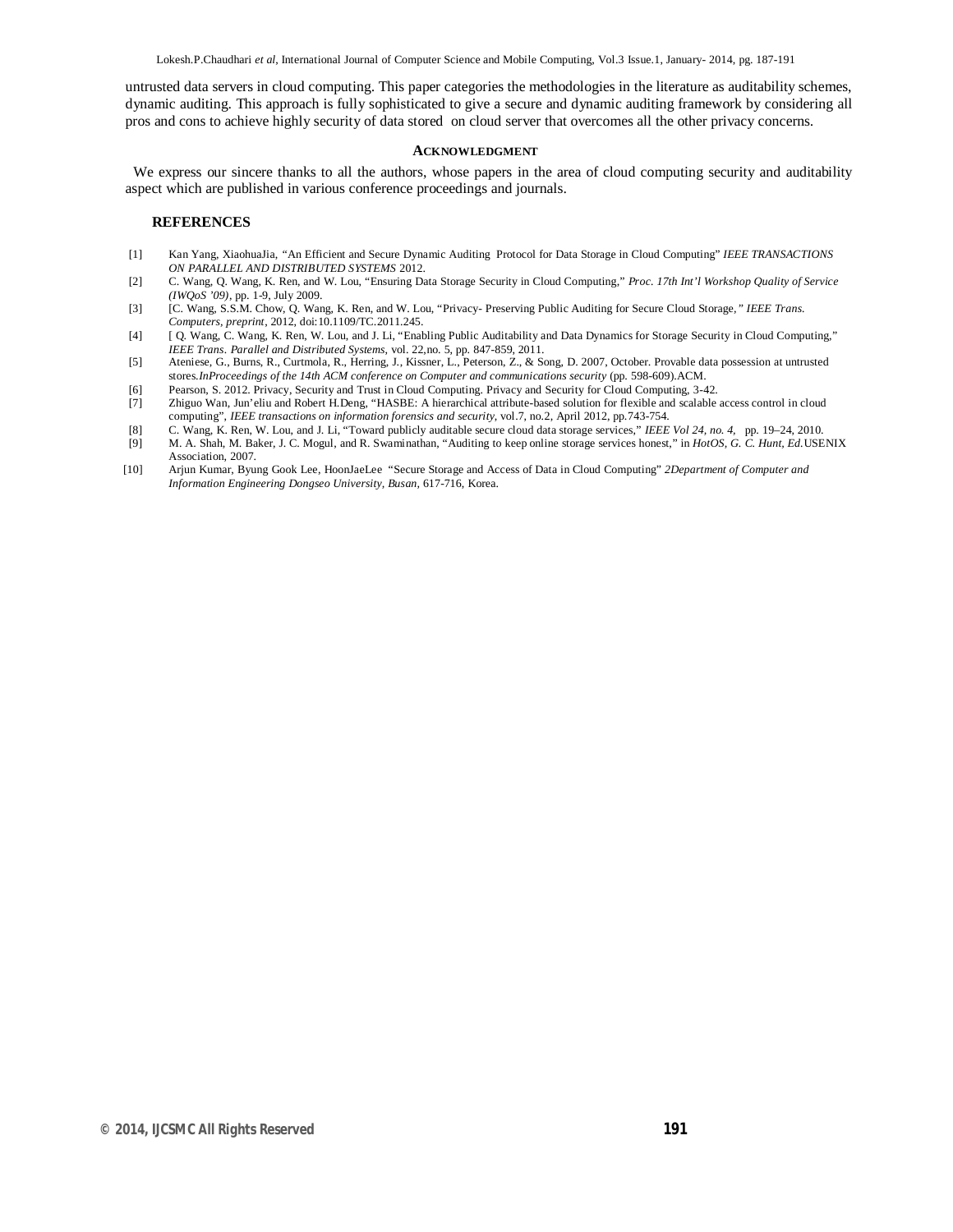untrusted data servers in cloud computing. This paper categories the methodologies in the literature as auditability schemes, dynamic auditing. This approach is fully sophisticated to give a secure and dynamic auditing framework by considering all pros and cons to achieve highly security of data stored on cloud server that overcomes all the other privacy concerns.

## ACKNOWLEDGMENT

We express our sincere thanks to all the authors, whose papers in the area of cloud computing security and auditability aspect which are published in various conference proceedings and journals.

## REFERENCES

[1] Kan Yang, XiaohuaJia, "An Efficient and Secure Dynamic Auditing Protocol for Data Storage in Cloud Computing" *IEEE TRANSACTIONS ON PARALLEL AND DISTRIBUTED SYSTEMS* 2012.

[2] C. Wang, Q. Wang, K. Ren, and W. Lou, "Ensuring Data Storage Security in Cloud Computing," *Proc. 17th Int'l Workshop Quality of Service (IWQoS '09)*, pp. 1-9, July 2009.

[3] [C. Wang, S.S.M. Chow, Q. Wang, K. Ren, and W. Lou, "Privacy- Preserving Public Auditing for Secure Cloud Storage,*" IEEE Trans. Computers, preprint*, 2012, doi:10.1109/TC.2011.245.

[4] [ Q. Wang, C. Wang, K. Ren, W. Lou, and J. Li, "Enabling Public Auditability and Data Dynamics for Storage Security in Cloud Computing," *IEEE Trans. Parallel and Distributed Systems*, vol. 22,no. 5, pp. 847-859, 2011.

[5] Ateniese, G., Burns, R., Curtmola, R., Herring, J., Kissner, L., Peterson, Z., & Song, D. 2007, October. Provable data possession at untrusted stores.*InProceedings of the 14th ACM conference on Computer and communications security* (pp. 598-609).ACM.

[6] Pearson, S. 2012. Privacy, Security and Trust in Cloud Computing. Privacy and Security for Cloud Computing, 3-42.

[7] Zhiguo Wan, Jun'eliu and Robert H.Deng, "HASBE: A hierarchical attribute-based solution for flexible and scalable access control in cloud computing", *IEEE transactions on information forensics and security*, vol.7, no.2, April 2012, pp.743-754.

[8] C. Wang, K. Ren, W. Lou, and J. Li, "Toward publicly auditable secure cloud data storage services," *IEEE Vol 24, no. 4,* pp. 19–24, 2010.

[9] M. A. Shah, M. Baker, J. C. Mogul, and R. Swaminathan, "Auditing to keep online storage services honest," in *HotOS, G. C. Hunt, Ed.*USENIX Association, 2007.

[10] Arjun Kumar, Byung Gook Lee, HoonJaeLee "Secure Storage and Access of Data in Cloud Computing" *2Department of Computer and Information Engineering Dongseo University, Busan,* 617-716, Korea.